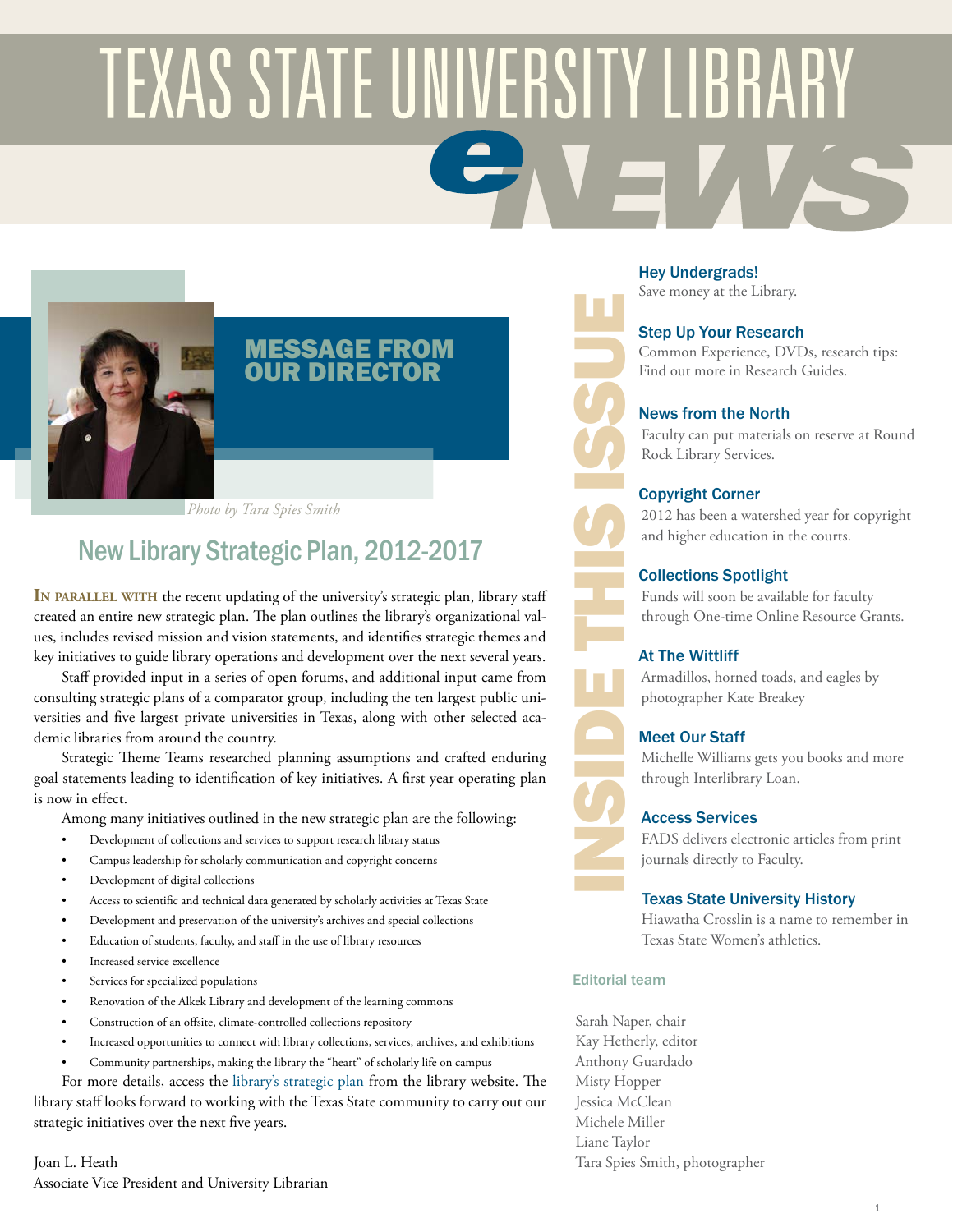# TEXAS STATE UNIVERSITY LIBRARY eNEWS

## MESSAGE FROM OUR DIRECTOR

*Photo by Tara Spies Smith*

## New Library Strategic Plan, 2012-2017

**In parallel with** the recent updating of the university's strategic plan, library staff created an entire new strategic plan. The plan outlines the library's organizational values, includes revised mission and vision statements, and identifies strategic themes and key initiatives to guide library operations and development over the next several years.

Staff provided input in a series of open forums, and additional input came from consulting strategic plans of a comparator group, including the ten largest public universities and five largest private universities in Texas, along with other selected academic libraries from around the country.

Strategic Theme Teams researched planning assumptions and crafted enduring goal statements leading to identification of key initiatives. A first year operating plan is now in effect.

Among many initiatives outlined in the new strategic plan are the following:

- Development of collections and services to support research library status
- Campus leadership for scholarly communication and copyright concerns
- Development of digital collections
- Access to scientific and technical data generated by scholarly activities at Texas State
- Development and preservation of the university's archives and special collections
- Education of students, faculty, and staff in the use of library resources
- Increased service excellence
- Services for specialized populations
- Renovation of the Alkek Library and development of the learning commons
- Construction of an offsite, climate-controlled collections repository
- Increased opportunities to connect with library collections, services, archives, and exhibitions
- Community partnerships, making the library the "heart" of scholarly life on campus

For more details, access the library's strategic plan from the library website. The library staff looks forward to working with the Texas State community to carry out our strategic initiatives over the next five years.

Joan L. Heath
Associate Vice President and University Librarian

## INSIDE THIS ISSUE

**Hey Undergrads!**
Save money at the Library.

**Step Up Your Research**
Common Experience, DVDs, research tips: Find out more in Research Guides.

**News from the North**
Faculty can put materials on reserve at Round Rock Library Services.

**Copyright Corner**
2012 has been a watershed year for copyright and higher education in the courts.

**Collections Spotlight**
Funds will soon be available for faculty through One-time Online Resource Grants.

**At The Wittliff**
Armadillos, horned toads, and eagles by photographer Kate Breakey

**Meet Our Staff**
Michelle Williams gets you books and more through Interlibrary Loan.

**Access Services**
FADS delivers electronic articles from print journals directly to Faculty.

**Texas State University History**
Hiawatha Crosslin is a name to remember in Texas State Women's athletics.

### Editorial team

Sarah Naper, chair
Kay Hetherly, editor
Anthony Guardado
Misty Hopper
Jessica McClean
Michele Miller
Liane Taylor
Tara Spies Smith, photographer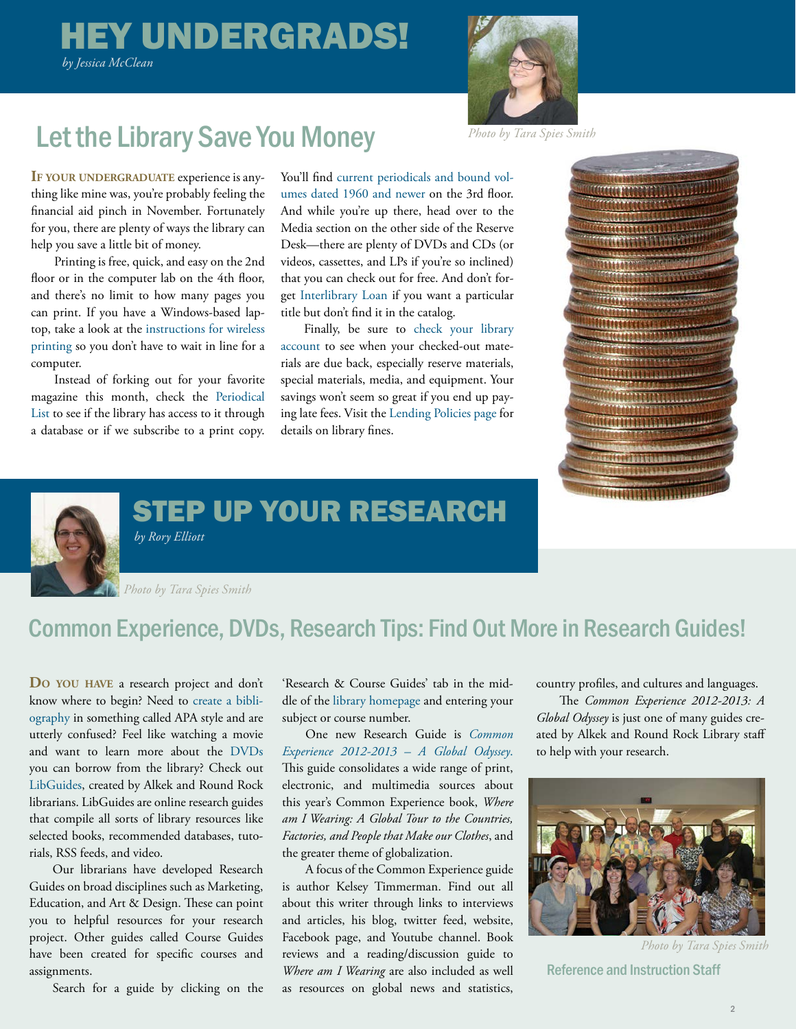# HEY UNDERGRADS!

*by Jessica McClean*

*Photo by Tara Spies Smith*

## Let the Library Save You Money

**If your undergraduate** experience is anything like mine was, you're probably feeling the financial aid pinch in November. Fortunately for you, there are plenty of ways the library can help you save a little bit of money.

Printing is free, quick, and easy on the 2nd floor or in the computer lab on the 4th floor, and there's no limit to how many pages you can print. If you have a Windows-based laptop, take a look at the instructions for wireless printing so you don't have to wait in line for a computer.

Instead of forking out for your favorite magazine this month, check the Periodical List to see if the library has access to it through a database or if we subscribe to a print copy. You'll find current periodicals and bound volumes dated 1960 and newer on the 3rd floor. And while you're up there, head over to the Media section on the other side of the Reserve Desk—there are plenty of DVDs and CDs (or videos, cassettes, and LPs if you're so inclined) that you can check out for free. And don't forget Interlibrary Loan if you want a particular title but don't find it in the catalog.

Finally, be sure to check your library account to see when your checked-out materials are due back, especially reserve materials, special materials, media, and equipment. Your savings won't seem so great if you end up paying late fees. Visit the Lending Policies page for details on library fines.

# STEP UP YOUR RESEARCH

*by Rory Elliott*

*Photo by Tara Spies Smith*

## Common Experience, DVDs, Research Tips: Find Out More in Research Guides!

**Do you have** a research project and don't know where to begin? Need to create a bibliography in something called APA style and are utterly confused? Feel like watching a movie and want to learn more about the DVDs you can borrow from the library? Check out LibGuides, created by Alkek and Round Rock librarians. LibGuides are online research guides that compile all sorts of library resources like selected books, recommended databases, tutorials, RSS feeds, and video.

Our librarians have developed Research Guides on broad disciplines such as Marketing, Education, and Art & Design. These can point you to helpful resources for your research project. Other guides called Course Guides have been created for specific courses and assignments.

Search for a guide by clicking on the 'Research & Course Guides' tab in the middle of the library homepage and entering your subject or course number.

One new Research Guide is *Common Experience 2012-2013 – A Global Odyssey.* This guide consolidates a wide range of print, electronic, and multimedia sources about this year's Common Experience book, *Where am I Wearing: A Global Tour to the Countries, Factories, and People that Make our Clothes*, and the greater theme of globalization.

A focus of the Common Experience guide is author Kelsey Timmerman. Find out all about this writer through links to interviews and articles, his blog, twitter feed, website, Facebook page, and Youtube channel. Book reviews and a reading/discussion guide to *Where am I Wearing* are also included as well as resources on global news and statistics, country profiles, and cultures and languages.

The *Common Experience 2012-2013: A Global Odyssey* is just one of many guides created by Alkek and Round Rock Library staff to help with your research.

*Photo by Tara Spies Smith*

Reference and Instruction Staff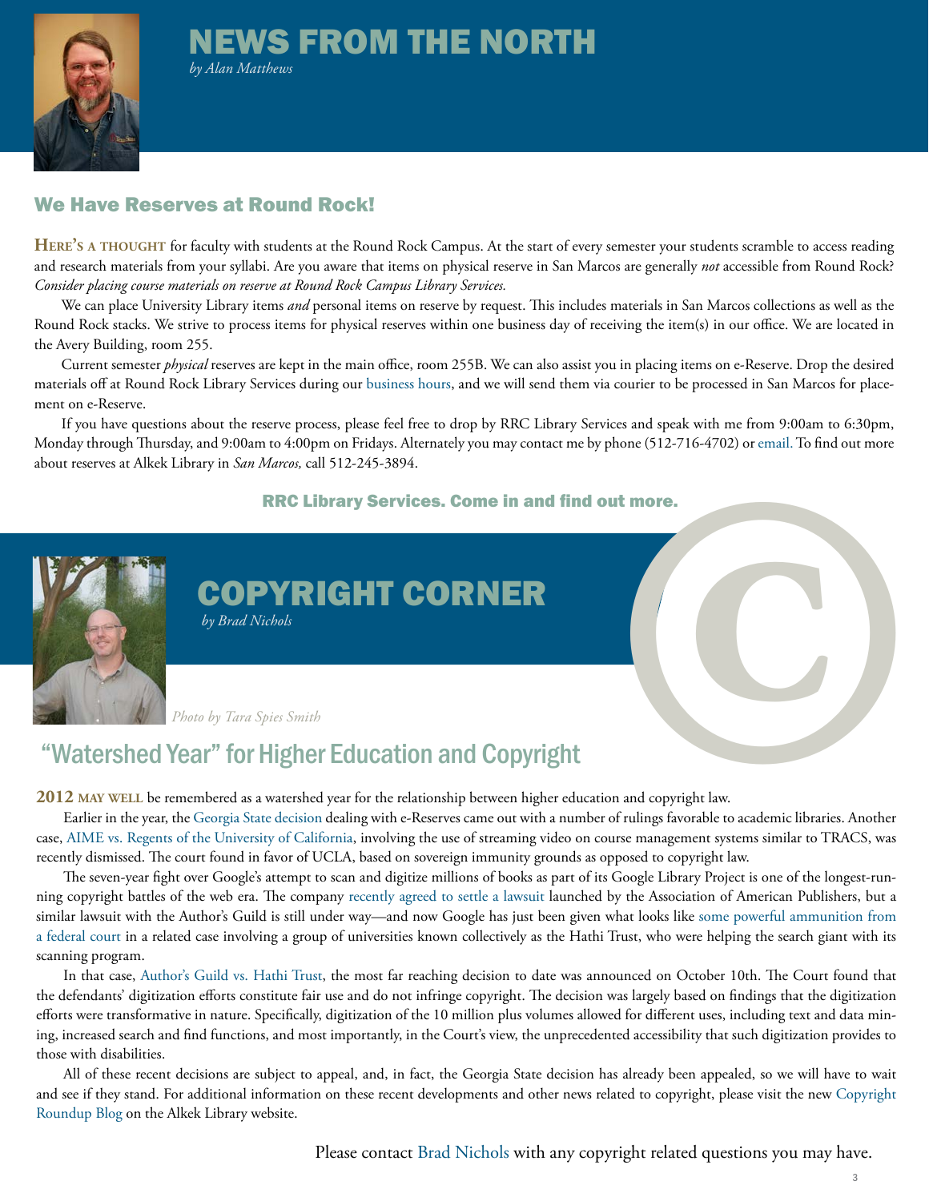# NEWS FROM THE NORTH

*by Alan Matthews*

## We Have Reserves at Round Rock!

**HERE'S A THOUGHT** for faculty with students at the Round Rock Campus. At the start of every semester your students scramble to access reading and research materials from your syllabi. Are you aware that items on physical reserve in San Marcos are generally *not* accessible from Round Rock? *Consider placing course materials on reserve at Round Rock Campus Library Services.*

We can place University Library items *and* personal items on reserve by request. This includes materials in San Marcos collections as well as the Round Rock stacks. We strive to process items for physical reserves within one business day of receiving the item(s) in our office. We are located in the Avery Building, room 255.

Current semester *physical* reserves are kept in the main office, room 255B. We can also assist you in placing items on e-Reserve. Drop the desired materials off at Round Rock Library Services during our business hours, and we will send them via courier to be processed in San Marcos for placement on e-Reserve.

If you have questions about the reserve process, please feel free to drop by RRC Library Services and speak with me from 9:00am to 6:30pm, Monday through Thursday, and 9:00am to 4:00pm on Fridays. Alternately you may contact me by phone (512-716-4702) or email. To find out more about reserves at Alkek Library in *San Marcos,* call 512-245-3894.

**RRC Library Services. Come in and find out more.**

# COPYRIGHT CORNER

*by Brad Nichols*

*Photo by Tara Spies Smith*

## "Watershed Year" for Higher Education and Copyright

**2012 MAY WELL** be remembered as a watershed year for the relationship between higher education and copyright law.

Earlier in the year, the Georgia State decision dealing with e-Reserves came out with a number of rulings favorable to academic libraries. Another case, AIME vs. Regents of the University of California, involving the use of streaming video on course management systems similar to TRACS, was recently dismissed. The court found in favor of UCLA, based on sovereign immunity grounds as opposed to copyright law.

The seven-year fight over Google's attempt to scan and digitize millions of books as part of its Google Library Project is one of the longest-running copyright battles of the web era. The company recently agreed to settle a lawsuit launched by the Association of American Publishers, but a similar lawsuit with the Author's Guild is still under way—and now Google has just been given what looks like some powerful ammunition from a federal court in a related case involving a group of universities known collectively as the Hathi Trust, who were helping the search giant with its scanning program.

In that case, Author's Guild vs. Hathi Trust, the most far reaching decision to date was announced on October 10th. The Court found that the defendants' digitization efforts constitute fair use and do not infringe copyright. The decision was largely based on findings that the digitization efforts were transformative in nature. Specifically, digitization of the 10 million plus volumes allowed for different uses, including text and data mining, increased search and find functions, and most importantly, in the Court's view, the unprecedented accessibility that such digitization provides to those with disabilities.

All of these recent decisions are subject to appeal, and, in fact, the Georgia State decision has already been appealed, so we will have to wait and see if they stand. For additional information on these recent developments and other news related to copyright, please visit the new Copyright Roundup Blog on the Alkek Library website.

Please contact Brad Nichols with any copyright related questions you may have.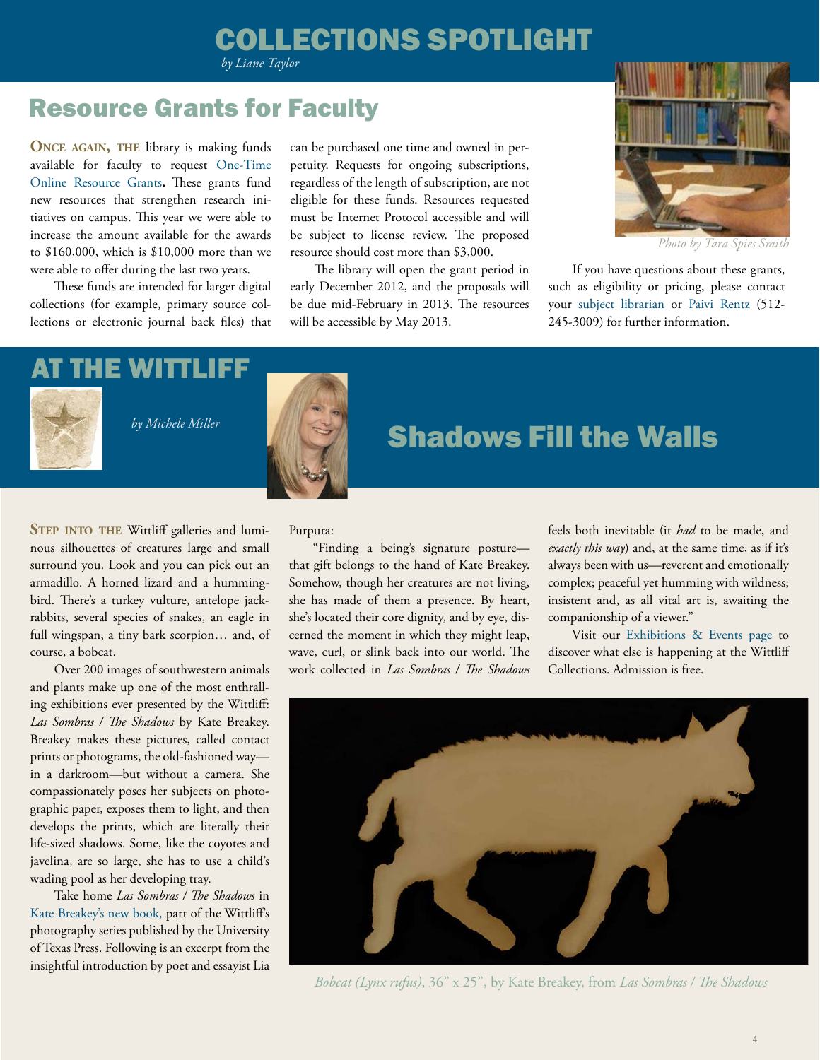# COLLECTIONS SPOTLIGHT

*by Liane Taylor*

## Resource Grants for Faculty

**Once again, the** library is making funds available for faculty to request One-Time Online Resource Grants**.** These grants fund new resources that strengthen research initiatives on campus. This year we were able to increase the amount available for the awards to $160,000, which is $10,000 more than we were able to offer during the last two years.

These funds are intended for larger digital collections (for example, primary source collections or electronic journal back files) that can be purchased one time and owned in perpetuity. Requests for ongoing subscriptions, regardless of the length of subscription, are not eligible for these funds. Resources requested must be Internet Protocol accessible and will be subject to license review. The proposed resource should cost more than $3,000.

The library will open the grant period in early December 2012, and the proposals will be due mid-February in 2013. The resources will be accessible by May 2013.

*Photo by Tara Spies Smith*

If you have questions about these grants, such as eligibility or pricing, please contact your subject librarian or Paivi Rentz (512-245-3009) for further information.

# AT THE WITTLIFF

*by Michele Miller*

## Shadows Fill the Walls

**Step into the** Wittliff galleries and luminous silhouettes of creatures large and small surround you. Look and you can pick out an armadillo. A horned lizard and a hummingbird. There's a turkey vulture, antelope jackrabbits, several species of snakes, an eagle in full wingspan, a tiny bark scorpion… and, of course, a bobcat.

Over 200 images of southwestern animals and plants make up one of the most enthralling exhibitions ever presented by the Wittliff: *Las Sombras / The Shadows* by Kate Breakey. Breakey makes these pictures, called contact prints or photograms, the old-fashioned way—in a darkroom—but without a camera. She compassionately poses her subjects on photographic paper, exposes them to light, and then develops the prints, which are literally their life-sized shadows. Some, like the coyotes and javelina, are so large, she has to use a child's wading pool as her developing tray.

Take home *Las Sombras / The Shadows* in Kate Breakey's new book, part of the Wittliff's photography series published by the University of Texas Press. Following is an excerpt from the insightful introduction by poet and essayist Lia Purpura:

"Finding a being's signature posture—that gift belongs to the hand of Kate Breakey. Somehow, though her creatures are not living, she has made of them a presence. By heart, she's located their core dignity, and by eye, discerned the moment in which they might leap, wave, curl, or slink back into our world. The work collected in *Las Sombras / The Shadows* feels both inevitable (it *had* to be made, and *exactly this way*) and, at the same time, as if it's always been with us—reverent and emotionally complex; peaceful yet humming with wildness; insistent and, as all vital art is, awaiting the companionship of a viewer."

Visit our Exhibitions & Events page to discover what else is happening at the Wittliff Collections. Admission is free.

*Bobcat (Lynx rufus)*, 36" x 25", by Kate Breakey, from *Las Sombras / The Shadows*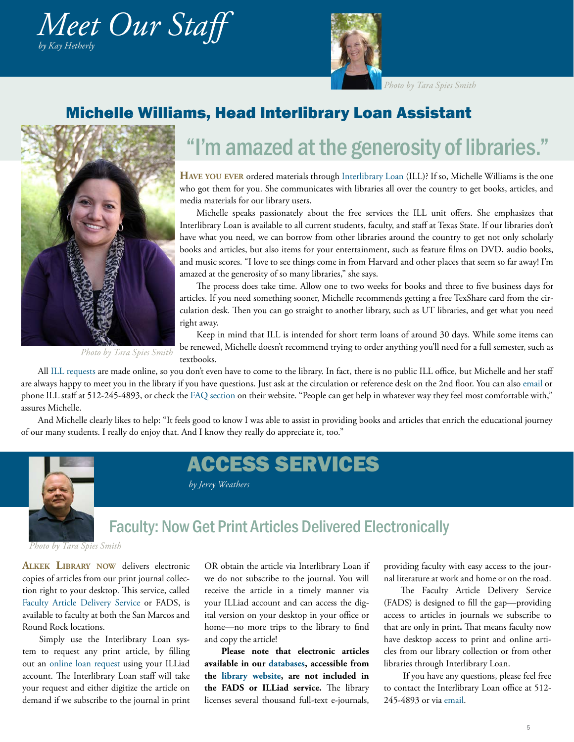# Meet Our Staff

*by Kay Hetherly*

*Photo by Tara Spies Smith*

## Michelle Williams, Head Interlibrary Loan Assistant

*Photo by Tara Spies Smith*

### "I'm amazed at the generosity of libraries."

**HAVE YOU EVER** ordered materials through Interlibrary Loan (ILL)? If so, Michelle Williams is the one who got them for you. She communicates with libraries all over the country to get books, articles, and media materials for our library users.

Michelle speaks passionately about the free services the ILL unit offers. She emphasizes that Interlibrary Loan is available to all current students, faculty, and staff at Texas State. If our libraries don't have what you need, we can borrow from other libraries around the country to get not only scholarly books and articles, but also items for your entertainment, such as feature films on DVD, audio books, and music scores. "I love to see things come in from Harvard and other places that seem so far away! I'm amazed at the generosity of so many libraries," she says.

The process does take time. Allow one to two weeks for books and three to five business days for articles. If you need something sooner, Michelle recommends getting a free TexShare card from the circulation desk. Then you can go straight to another library, such as UT libraries, and get what you need right away.

Keep in mind that ILL is intended for short term loans of around 30 days. While some items can be renewed, Michelle doesn't recommend trying to order anything you'll need for a full semester, such as textbooks.

All ILL requests are made online, so you don't even have to come to the library. In fact, there is no public ILL office, but Michelle and her staff are always happy to meet you in the library if you have questions. Just ask at the circulation or reference desk on the 2nd floor. You can also email or phone ILL staff at 512-245-4893, or check the FAQ section on their website. "People can get help in whatever way they feel most comfortable with," assures Michelle.

And Michelle clearly likes to help: "It feels good to know I was able to assist in providing books and articles that enrich the educational journey of our many students. I really do enjoy that. And I know they really do appreciate it, too."

# ACCESS SERVICES

*by Jerry Weathers*

*Photo by Tara Spies Smith*

## Faculty: Now Get Print Articles Delivered Electronically

**ALKEK LIBRARY NOW** delivers electronic copies of articles from our print journal collection right to your desktop. This service, called Faculty Article Delivery Service or FADS, is available to faculty at both the San Marcos and Round Rock locations.

Simply use the Interlibrary Loan system to request any print article, by filling out an online loan request using your ILLiad account. The Interlibrary Loan staff will take your request and either digitize the article on demand if we subscribe to the journal in print OR obtain the article via Interlibrary Loan if we do not subscribe to the journal. You will receive the article in a timely manner via your ILLiad account and can access the digital version on your desktop in your office or home—no more trips to the library to find and copy the article!

**Please note that electronic articles available in our databases, accessible from the library website, are not included in the FADS or ILLiad service.** The library licenses several thousand full-text e-journals, providing faculty with easy access to the journal literature at work and home or on the road.

The Faculty Article Delivery Service (FADS) is designed to fill the gap—providing access to articles in journals we subscribe to that are only in print**.** That means faculty now have desktop access to print and online articles from our library collection or from other libraries through Interlibrary Loan.

If you have any questions, please feel free to contact the Interlibrary Loan office at 512-245-4893 or via email.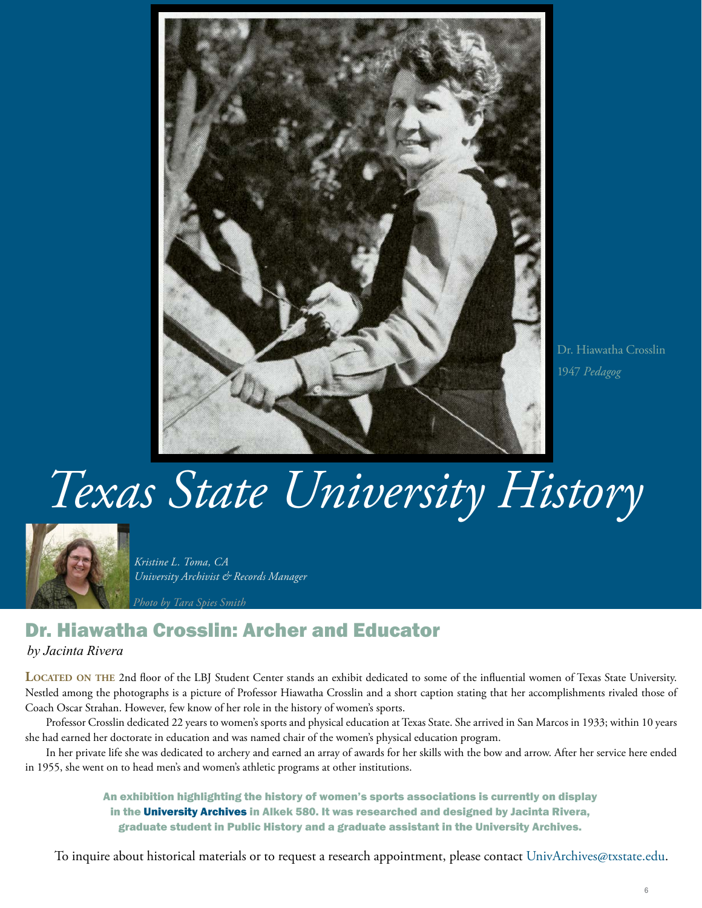Dr. Hiawatha Crosslin
1947 *Pedagog*

# *Texas State University History*

*Kristine L. Toma, CA*
*University Archivist & Records Manager*

*Photo by Tara Spies Smith*

## Dr. Hiawatha Crosslin: Archer and Educator

*by Jacinta Rivera*

**Located on the** 2nd floor of the LBJ Student Center stands an exhibit dedicated to some of the influential women of Texas State University. Nestled among the photographs is a picture of Professor Hiawatha Crosslin and a short caption stating that her accomplishments rivaled those of Coach Oscar Strahan. However, few know of her role in the history of women's sports.

Professor Crosslin dedicated 22 years to women's sports and physical education at Texas State. She arrived in San Marcos in 1933; within 10 years she had earned her doctorate in education and was named chair of the women's physical education program.

In her private life she was dedicated to archery and earned an array of awards for her skills with the bow and arrow. After her service here ended in 1955, she went on to head men's and women's athletic programs at other institutions.

**An exhibition highlighting the history of women's sports associations is currently on display in the University Archives in Alkek 580. It was researched and designed by Jacinta Rivera, graduate student in Public History and a graduate assistant in the University Archives.**

To inquire about historical materials or to request a research appointment, please contact UnivArchives@txstate.edu.